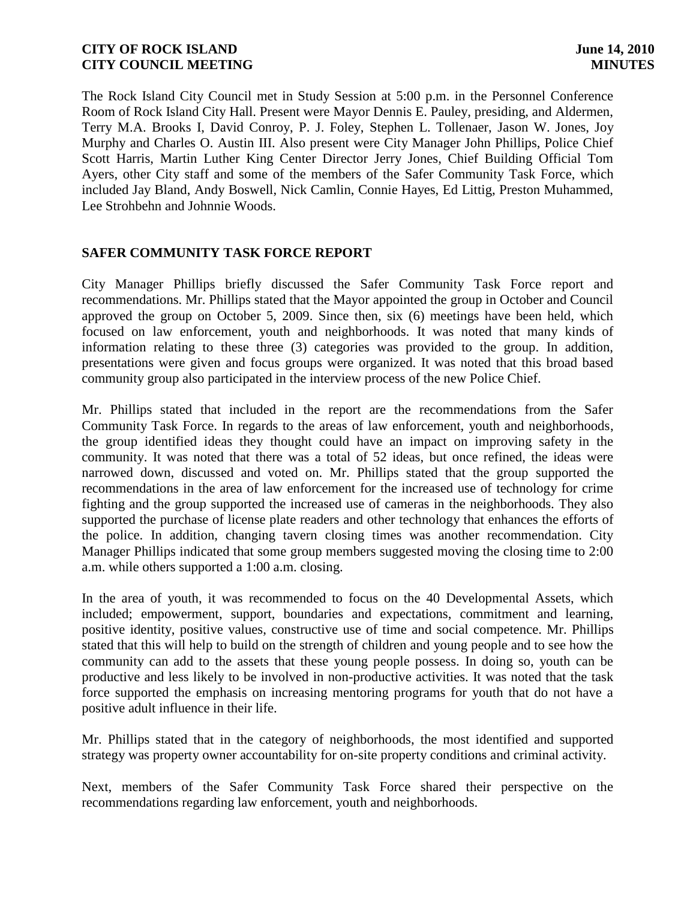The Rock Island City Council met in Study Session at 5:00 p.m. in the Personnel Conference Room of Rock Island City Hall. Present were Mayor Dennis E. Pauley, presiding, and Aldermen, Terry M.A. Brooks I, David Conroy, P. J. Foley, Stephen L. Tollenaer, Jason W. Jones, Joy Murphy and Charles O. Austin III. Also present were City Manager John Phillips, Police Chief Scott Harris, Martin Luther King Center Director Jerry Jones, Chief Building Official Tom Ayers, other City staff and some of the members of the Safer Community Task Force, which included Jay Bland, Andy Boswell, Nick Camlin, Connie Hayes, Ed Littig, Preston Muhammed, Lee Strohbehn and Johnnie Woods.

## SAFER COMMUNITY TASK FORCE REPORT

City Manager Phillips briefly discussed the Safer Community Task Force report and recommendations. Mr. Phillips stated that the Mayor appointed the group in October and Council approved the group on October 5, 2009. Since then, six (6) meetings have been held, which focused on law enforcement, youth and neighborhoods. It was noted that many kinds of information relating to these three (3) categories was provided to the group. In addition, presentations were given and focus groups were organized. It was noted that this broad based community group also participated in the interview process of the new Police Chief.

Mr. Phillips stated that included in the report are the recommendations from the Safer Community Task Force. In regards to the areas of law enforcement, youth and neighborhoods, the group identified ideas they thought could have an impact on improving safety in the community. It was noted that there was a total of 52 ideas, but once refined, the ideas were narrowed down, discussed and voted on. Mr. Phillips stated that the group supported the recommendations in the area of law enforcement for the increased use of technology for crime fighting and the group supported the increased use of cameras in the neighborhoods. They also supported the purchase of license plate readers and other technology that enhances the efforts of the police. In addition, changing tavern closing times was another recommendation. City Manager Phillips indicated that some group members suggested moving the closing time to 2:00 a.m. while others supported a 1:00 a.m. closing.

In the area of youth, it was recommended to focus on the 40 Developmental Assets, which included; empowerment, support, boundaries and expectations, commitment and learning, positive identity, positive values, constructive use of time and social competence. Mr. Phillips stated that this will help to build on the strength of children and young people and to see how the community can add to the assets that these young people possess. In doing so, youth can be productive and less likely to be involved in non-productive activities. It was noted that the task force supported the emphasis on increasing mentoring programs for youth that do not have a positive adult influence in their life.

Mr. Phillips stated that in the category of neighborhoods, the most identified and supported strategy was property owner accountability for on-site property conditions and criminal activity.

Next, members of the Safer Community Task Force shared their perspective on the recommendations regarding law enforcement, youth and neighborhoods.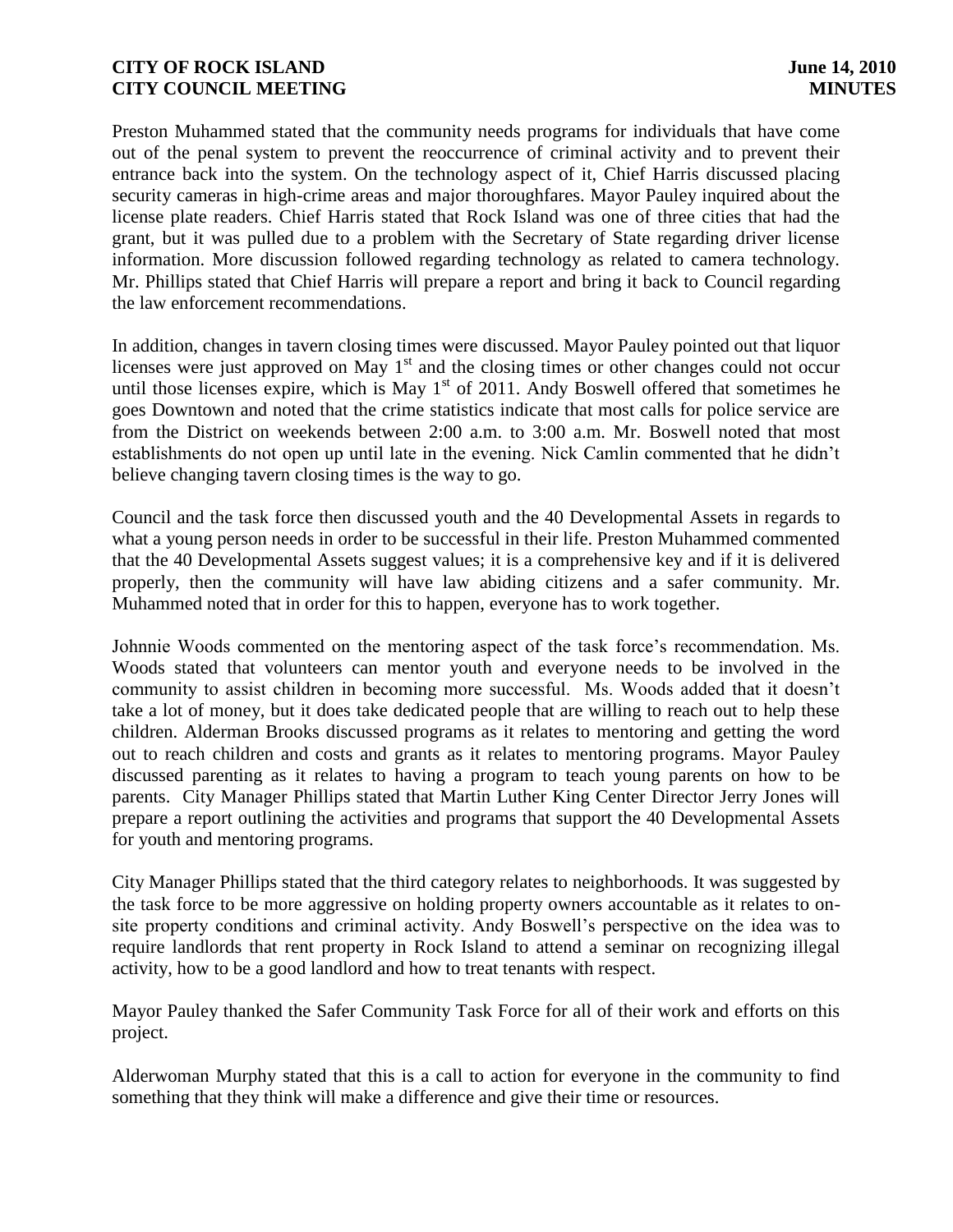Preston Muhammed stated that the community needs programs for individuals that have come out of the penal system to prevent the reoccurrence of criminal activity and to prevent their entrance back into the system. On the technology aspect of it, Chief Harris discussed placing security cameras in high-crime areas and major thoroughfares. Mayor Pauley inquired about the license plate readers. Chief Harris stated that Rock Island was one of three cities that had the grant, but it was pulled due to a problem with the Secretary of State regarding driver license information. More discussion followed regarding technology as related to camera technology. Mr. Phillips stated that Chief Harris will prepare a report and bring it back to Council regarding the law enforcement recommendations.

In addition, changes in tavern closing times were discussed. Mayor Pauley pointed out that liquor licenses were just approved on May 1st and the closing times or other changes could not occur until those licenses expire, which is May 1st of 2011. Andy Boswell offered that sometimes he goes Downtown and noted that the crime statistics indicate that most calls for police service are from the District on weekends between 2:00 a.m. to 3:00 a.m. Mr. Boswell noted that most establishments do not open up until late in the evening. Nick Camlin commented that he didn't believe changing tavern closing times is the way to go.

Council and the task force then discussed youth and the 40 Developmental Assets in regards to what a young person needs in order to be successful in their life. Preston Muhammed commented that the 40 Developmental Assets suggest values; it is a comprehensive key and if it is delivered properly, then the community will have law abiding citizens and a safer community. Mr. Muhammed noted that in order for this to happen, everyone has to work together.

Johnnie Woods commented on the mentoring aspect of the task force's recommendation. Ms. Woods stated that volunteers can mentor youth and everyone needs to be involved in the community to assist children in becoming more successful. Ms. Woods added that it doesn't take a lot of money, but it does take dedicated people that are willing to reach out to help these children. Alderman Brooks discussed programs as it relates to mentoring and getting the word out to reach children and costs and grants as it relates to mentoring programs. Mayor Pauley discussed parenting as it relates to having a program to teach young parents on how to be parents. City Manager Phillips stated that Martin Luther King Center Director Jerry Jones will prepare a report outlining the activities and programs that support the 40 Developmental Assets for youth and mentoring programs.

City Manager Phillips stated that the third category relates to neighborhoods. It was suggested by the task force to be more aggressive on holding property owners accountable as it relates to on-site property conditions and criminal activity. Andy Boswell's perspective on the idea was to require landlords that rent property in Rock Island to attend a seminar on recognizing illegal activity, how to be a good landlord and how to treat tenants with respect.

Mayor Pauley thanked the Safer Community Task Force for all of their work and efforts on this project.

Alderwoman Murphy stated that this is a call to action for everyone in the community to find something that they think will make a difference and give their time or resources.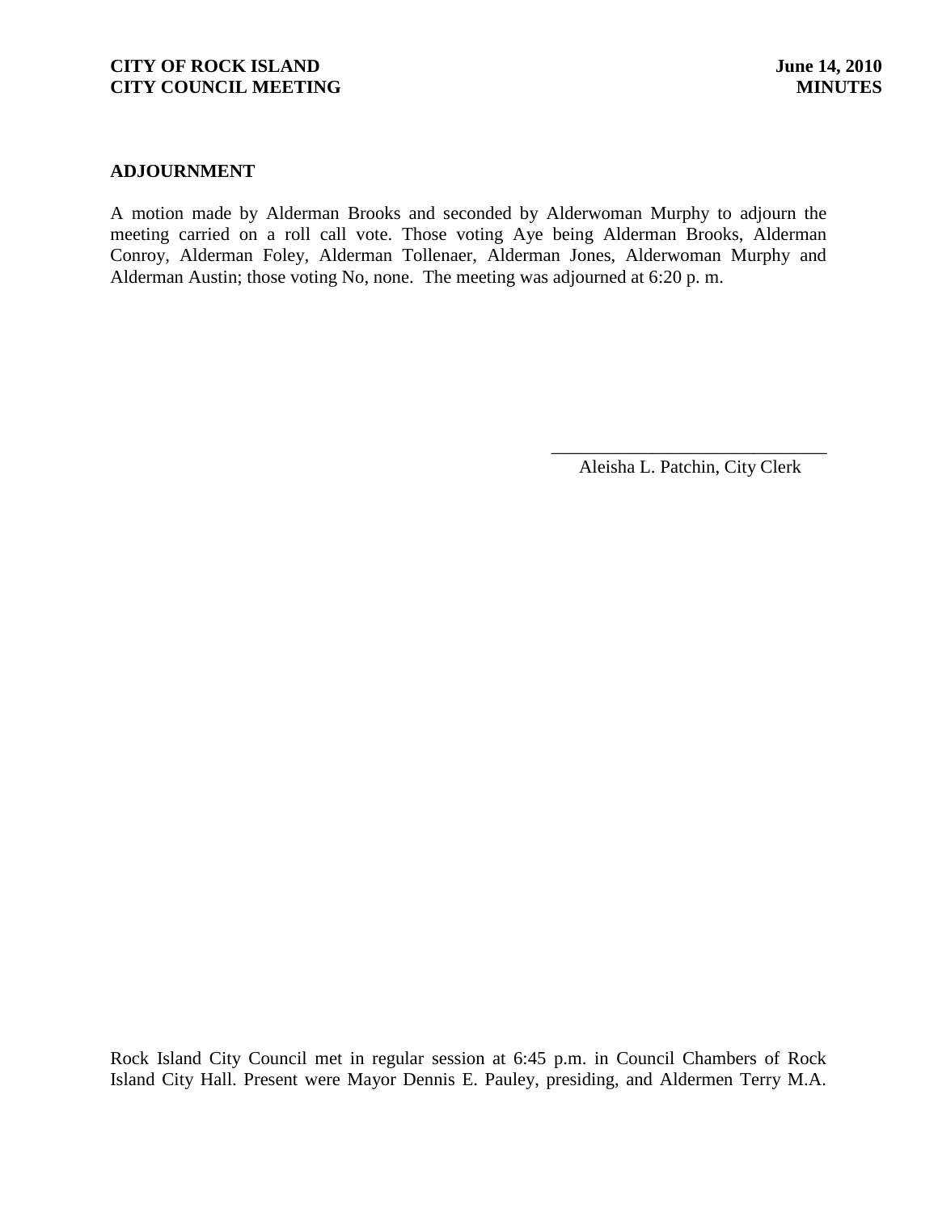## ADJOURNMENT

A motion made by Alderman Brooks and seconded by Alderwoman Murphy to adjourn the meeting carried on a roll call vote. Those voting Aye being Alderman Brooks, Alderman Conroy, Alderman Foley, Alderman Tollenaer, Alderman Jones, Alderwoman Murphy and Alderman Austin; those voting No, none. The meeting was adjourned at 6:20 p. m.

\_\_\_\_\_\_\_\_\_\_\_\_\_\_\_\_\_\_\_\_\_\_\_\_\_\_\_\_\_\_
Aleisha L. Patchin, City Clerk

Rock Island City Council met in regular session at 6:45 p.m. in Council Chambers of Rock Island City Hall. Present were Mayor Dennis E. Pauley, presiding, and Aldermen Terry M.A.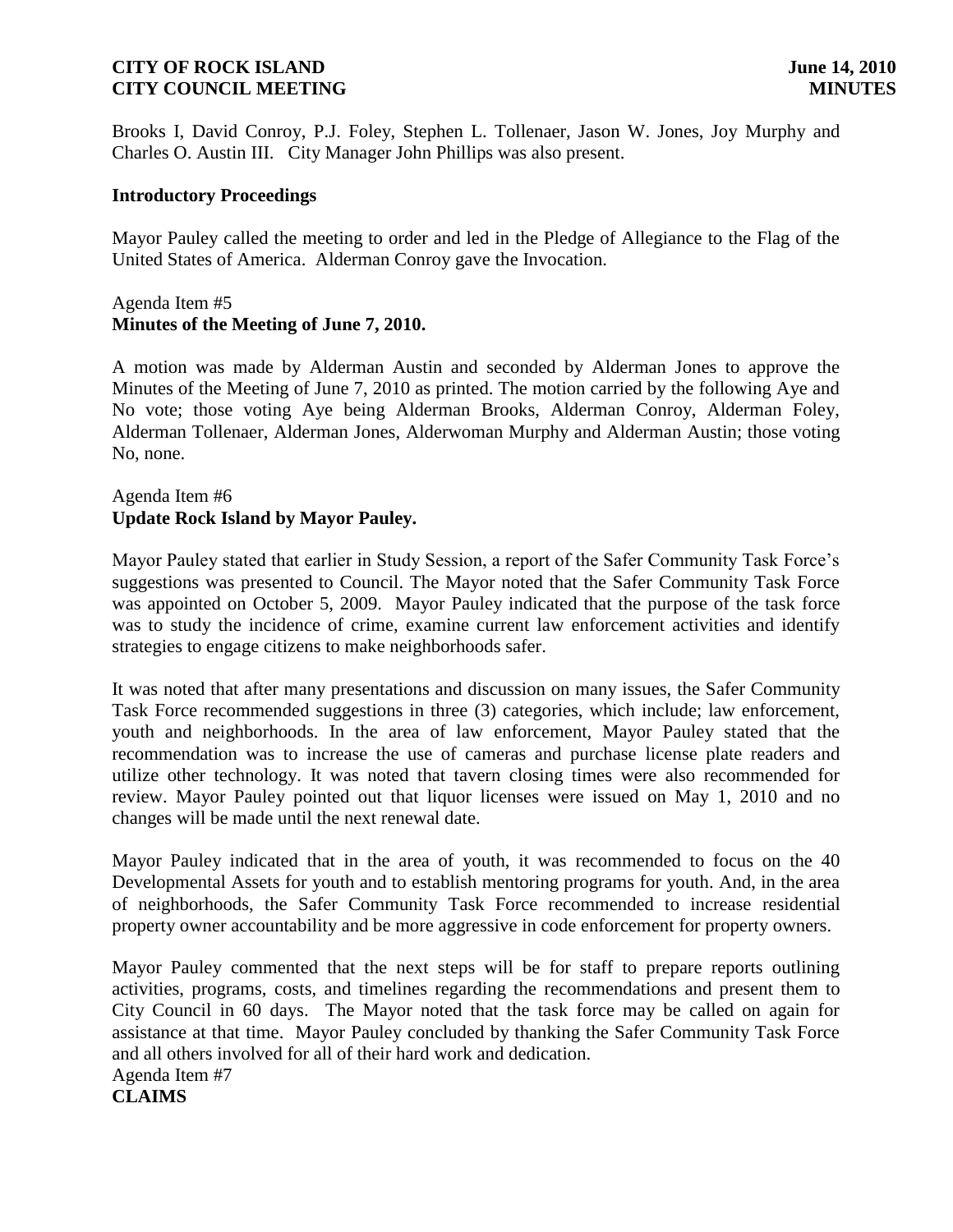Brooks I, David Conroy, P.J. Foley, Stephen L. Tollenaer, Jason W. Jones, Joy Murphy and Charles O. Austin III. City Manager John Phillips was also present.

**Introductory Proceedings**

Mayor Pauley called the meeting to order and led in the Pledge of Allegiance to the Flag of the United States of America. Alderman Conroy gave the Invocation.

Agenda Item #5
**Minutes of the Meeting of June 7, 2010.**

A motion was made by Alderman Austin and seconded by Alderman Jones to approve the Minutes of the Meeting of June 7, 2010 as printed. The motion carried by the following Aye and No vote; those voting Aye being Alderman Brooks, Alderman Conroy, Alderman Foley, Alderman Tollenaer, Alderman Jones, Alderwoman Murphy and Alderman Austin; those voting No, none.

Agenda Item #6
**Update Rock Island by Mayor Pauley.**

Mayor Pauley stated that earlier in Study Session, a report of the Safer Community Task Force's suggestions was presented to Council. The Mayor noted that the Safer Community Task Force was appointed on October 5, 2009. Mayor Pauley indicated that the purpose of the task force was to study the incidence of crime, examine current law enforcement activities and identify strategies to engage citizens to make neighborhoods safer.

It was noted that after many presentations and discussion on many issues, the Safer Community Task Force recommended suggestions in three (3) categories, which include; law enforcement, youth and neighborhoods. In the area of law enforcement, Mayor Pauley stated that the recommendation was to increase the use of cameras and purchase license plate readers and utilize other technology. It was noted that tavern closing times were also recommended for review. Mayor Pauley pointed out that liquor licenses were issued on May 1, 2010 and no changes will be made until the next renewal date.

Mayor Pauley indicated that in the area of youth, it was recommended to focus on the 40 Developmental Assets for youth and to establish mentoring programs for youth. And, in the area of neighborhoods, the Safer Community Task Force recommended to increase residential property owner accountability and be more aggressive in code enforcement for property owners.

Mayor Pauley commented that the next steps will be for staff to prepare reports outlining activities, programs, costs, and timelines regarding the recommendations and present them to City Council in 60 days. The Mayor noted that the task force may be called on again for assistance at that time. Mayor Pauley concluded by thanking the Safer Community Task Force and all others involved for all of their hard work and dedication.

Agenda Item #7
**CLAIMS**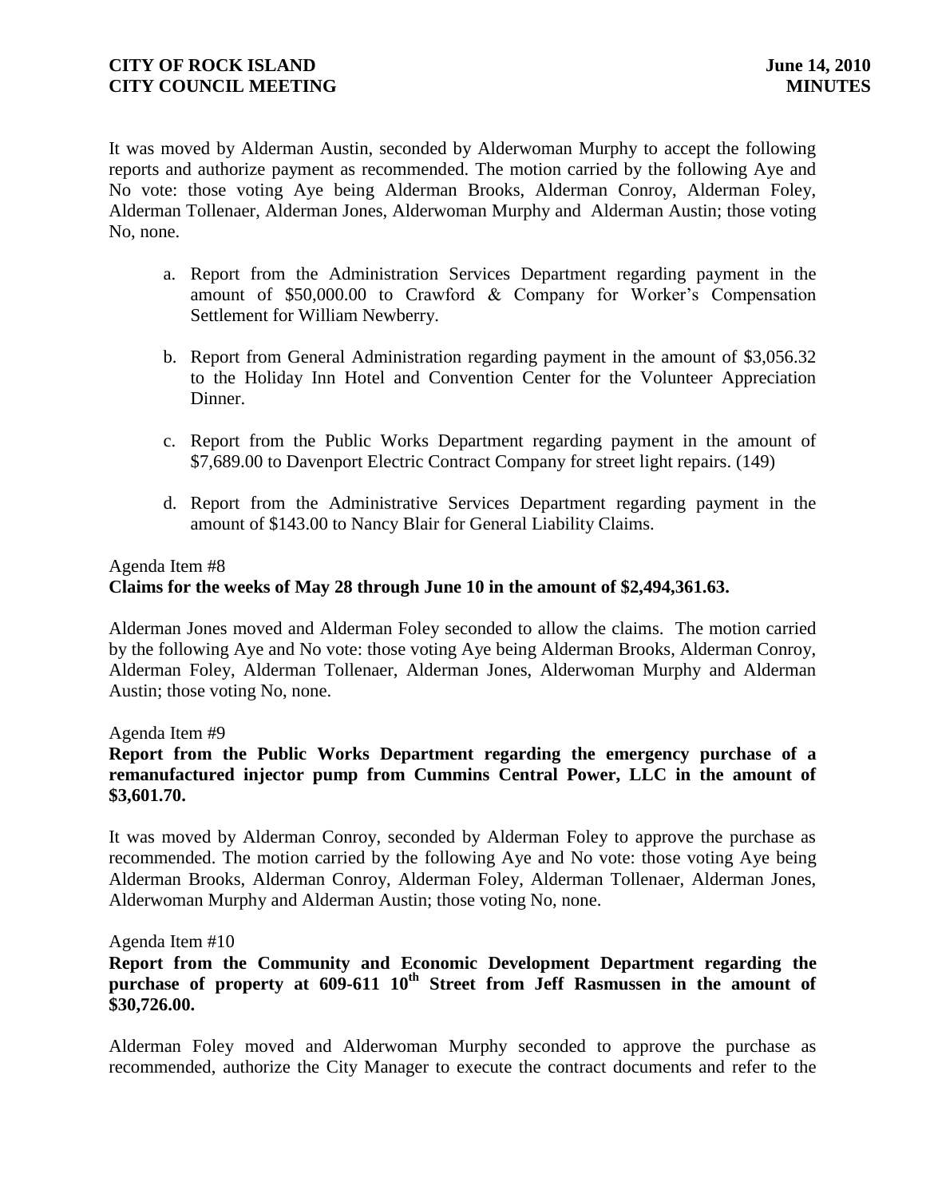It was moved by Alderman Austin, seconded by Alderwoman Murphy to accept the following reports and authorize payment as recommended. The motion carried by the following Aye and No vote: those voting Aye being Alderman Brooks, Alderman Conroy, Alderman Foley, Alderman Tollenaer, Alderman Jones, Alderwoman Murphy and Alderman Austin; those voting No, none.

a. Report from the Administration Services Department regarding payment in the amount of $50,000.00 to Crawford & Company for Worker's Compensation Settlement for William Newberry.

b. Report from General Administration regarding payment in the amount of $3,056.32 to the Holiday Inn Hotel and Convention Center for the Volunteer Appreciation Dinner.

c. Report from the Public Works Department regarding payment in the amount of $7,689.00 to Davenport Electric Contract Company for street light repairs. (149)

d. Report from the Administrative Services Department regarding payment in the amount of $143.00 to Nancy Blair for General Liability Claims.

Agenda Item #8
**Claims for the weeks of May 28 through June 10 in the amount of $2,494,361.63.**

Alderman Jones moved and Alderman Foley seconded to allow the claims. The motion carried by the following Aye and No vote: those voting Aye being Alderman Brooks, Alderman Conroy, Alderman Foley, Alderman Tollenaer, Alderman Jones, Alderwoman Murphy and Alderman Austin; those voting No, none.

Agenda Item #9
**Report from the Public Works Department regarding the emergency purchase of a remanufactured injector pump from Cummins Central Power, LLC in the amount of $3,601.70.**

It was moved by Alderman Conroy, seconded by Alderman Foley to approve the purchase as recommended. The motion carried by the following Aye and No vote: those voting Aye being Alderman Brooks, Alderman Conroy, Alderman Foley, Alderman Tollenaer, Alderman Jones, Alderwoman Murphy and Alderman Austin; those voting No, none.

Agenda Item #10
**Report from the Community and Economic Development Department regarding the purchase of property at 609-611 10th Street from Jeff Rasmussen in the amount of $30,726.00.**

Alderman Foley moved and Alderwoman Murphy seconded to approve the purchase as recommended, authorize the City Manager to execute the contract documents and refer to the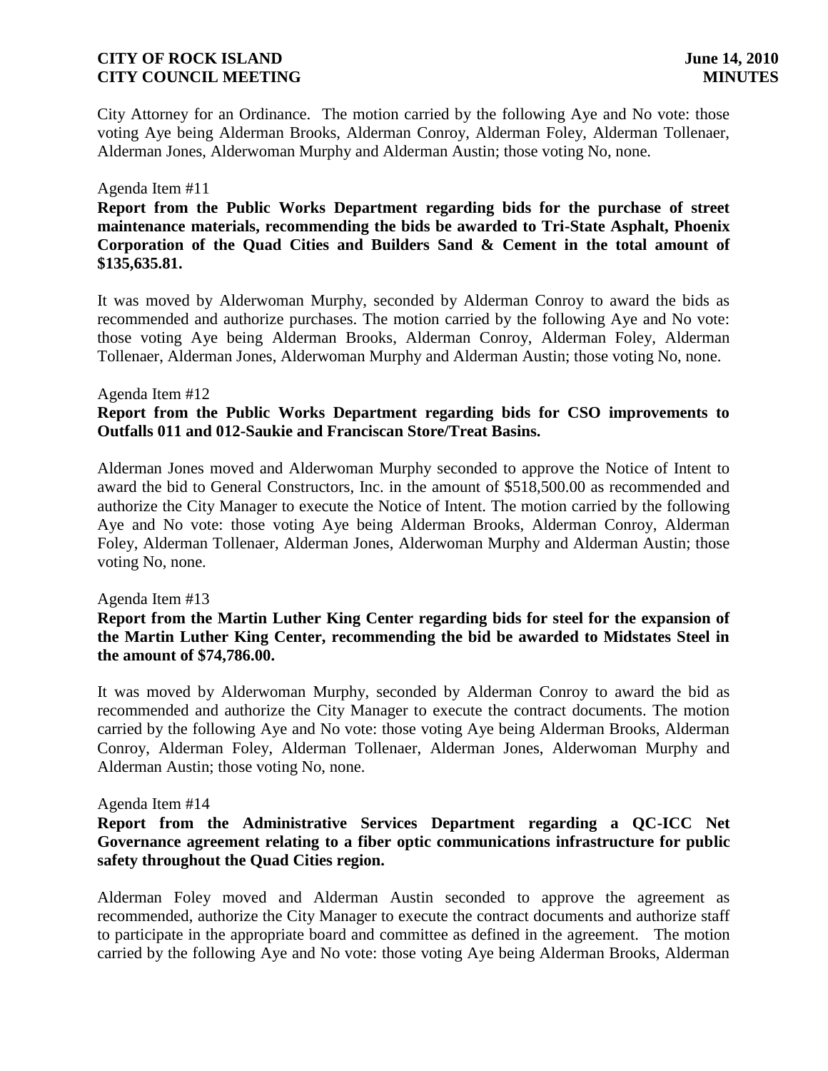City Attorney for an Ordinance. The motion carried by the following Aye and No vote: those voting Aye being Alderman Brooks, Alderman Conroy, Alderman Foley, Alderman Tollenaer, Alderman Jones, Alderwoman Murphy and Alderman Austin; those voting No, none.

Agenda Item #11

**Report from the Public Works Department regarding bids for the purchase of street maintenance materials, recommending the bids be awarded to Tri-State Asphalt, Phoenix Corporation of the Quad Cities and Builders Sand & Cement in the total amount of $135,635.81.**

It was moved by Alderwoman Murphy, seconded by Alderman Conroy to award the bids as recommended and authorize purchases. The motion carried by the following Aye and No vote: those voting Aye being Alderman Brooks, Alderman Conroy, Alderman Foley, Alderman Tollenaer, Alderman Jones, Alderwoman Murphy and Alderman Austin; those voting No, none.

Agenda Item #12

**Report from the Public Works Department regarding bids for CSO improvements to Outfalls 011 and 012-Saukie and Franciscan Store/Treat Basins.**

Alderman Jones moved and Alderwoman Murphy seconded to approve the Notice of Intent to award the bid to General Constructors, Inc. in the amount of $518,500.00 as recommended and authorize the City Manager to execute the Notice of Intent. The motion carried by the following Aye and No vote: those voting Aye being Alderman Brooks, Alderman Conroy, Alderman Foley, Alderman Tollenaer, Alderman Jones, Alderwoman Murphy and Alderman Austin; those voting No, none.

Agenda Item #13

**Report from the Martin Luther King Center regarding bids for steel for the expansion of the Martin Luther King Center, recommending the bid be awarded to Midstates Steel in the amount of $74,786.00.**

It was moved by Alderwoman Murphy, seconded by Alderman Conroy to award the bid as recommended and authorize the City Manager to execute the contract documents. The motion carried by the following Aye and No vote: those voting Aye being Alderman Brooks, Alderman Conroy, Alderman Foley, Alderman Tollenaer, Alderman Jones, Alderwoman Murphy and Alderman Austin; those voting No, none.

Agenda Item #14

**Report from the Administrative Services Department regarding a QC-ICC Net Governance agreement relating to a fiber optic communications infrastructure for public safety throughout the Quad Cities region.**

Alderman Foley moved and Alderman Austin seconded to approve the agreement as recommended, authorize the City Manager to execute the contract documents and authorize staff to participate in the appropriate board and committee as defined in the agreement. The motion carried by the following Aye and No vote: those voting Aye being Alderman Brooks, Alderman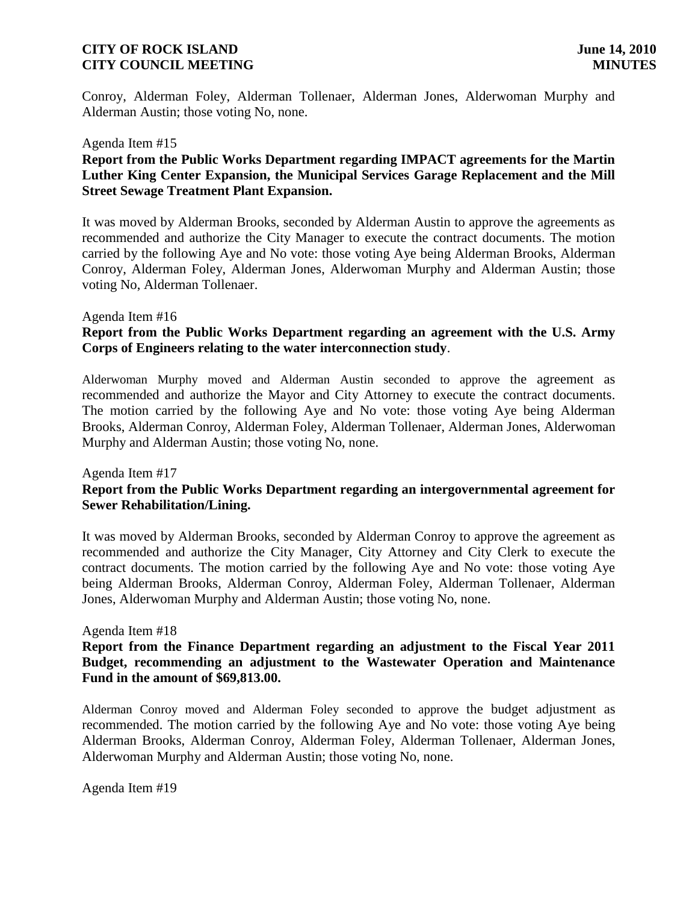Conroy, Alderman Foley, Alderman Tollenaer, Alderman Jones, Alderwoman Murphy and Alderman Austin; those voting No, none.

Agenda Item #15

**Report from the Public Works Department regarding IMPACT agreements for the Martin Luther King Center Expansion, the Municipal Services Garage Replacement and the Mill Street Sewage Treatment Plant Expansion.**

It was moved by Alderman Brooks, seconded by Alderman Austin to approve the agreements as recommended and authorize the City Manager to execute the contract documents. The motion carried by the following Aye and No vote: those voting Aye being Alderman Brooks, Alderman Conroy, Alderman Foley, Alderman Jones, Alderwoman Murphy and Alderman Austin; those voting No, Alderman Tollenaer.

Agenda Item #16

**Report from the Public Works Department regarding an agreement with the U.S. Army Corps of Engineers relating to the water interconnection study**.

Alderwoman Murphy moved and Alderman Austin seconded to approve the agreement as recommended and authorize the Mayor and City Attorney to execute the contract documents. The motion carried by the following Aye and No vote: those voting Aye being Alderman Brooks, Alderman Conroy, Alderman Foley, Alderman Tollenaer, Alderman Jones, Alderwoman Murphy and Alderman Austin; those voting No, none.

Agenda Item #17

**Report from the Public Works Department regarding an intergovernmental agreement for Sewer Rehabilitation/Lining.**

It was moved by Alderman Brooks, seconded by Alderman Conroy to approve the agreement as recommended and authorize the City Manager, City Attorney and City Clerk to execute the contract documents. The motion carried by the following Aye and No vote: those voting Aye being Alderman Brooks, Alderman Conroy, Alderman Foley, Alderman Tollenaer, Alderman Jones, Alderwoman Murphy and Alderman Austin; those voting No, none.

Agenda Item #18

**Report from the Finance Department regarding an adjustment to the Fiscal Year 2011 Budget, recommending an adjustment to the Wastewater Operation and Maintenance Fund in the amount of $69,813.00.**

Alderman Conroy moved and Alderman Foley seconded to approve the budget adjustment as recommended. The motion carried by the following Aye and No vote: those voting Aye being Alderman Brooks, Alderman Conroy, Alderman Foley, Alderman Tollenaer, Alderman Jones, Alderwoman Murphy and Alderman Austin; those voting No, none.

Agenda Item #19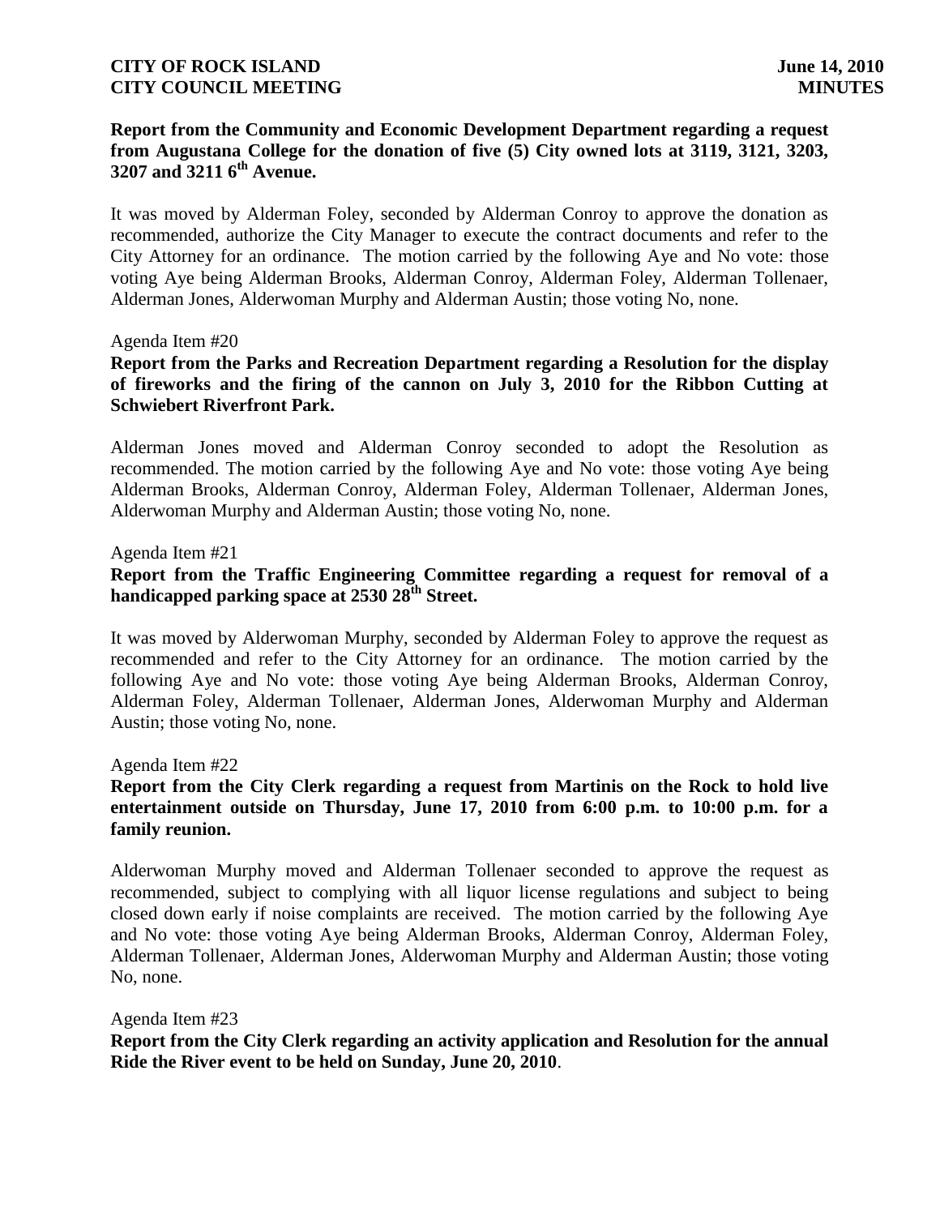**Report from the Community and Economic Development Department regarding a request from Augustana College for the donation of five (5) City owned lots at 3119, 3121, 3203, 3207 and 3211 6th Avenue.**

It was moved by Alderman Foley, seconded by Alderman Conroy to approve the donation as recommended, authorize the City Manager to execute the contract documents and refer to the City Attorney for an ordinance. The motion carried by the following Aye and No vote: those voting Aye being Alderman Brooks, Alderman Conroy, Alderman Foley, Alderman Tollenaer, Alderman Jones, Alderwoman Murphy and Alderman Austin; those voting No, none.

Agenda Item #20

**Report from the Parks and Recreation Department regarding a Resolution for the display of fireworks and the firing of the cannon on July 3, 2010 for the Ribbon Cutting at Schwiebert Riverfront Park.**

Alderman Jones moved and Alderman Conroy seconded to adopt the Resolution as recommended. The motion carried by the following Aye and No vote: those voting Aye being Alderman Brooks, Alderman Conroy, Alderman Foley, Alderman Tollenaer, Alderman Jones, Alderwoman Murphy and Alderman Austin; those voting No, none.

Agenda Item #21

**Report from the Traffic Engineering Committee regarding a request for removal of a handicapped parking space at 2530 28th Street.**

It was moved by Alderwoman Murphy, seconded by Alderman Foley to approve the request as recommended and refer to the City Attorney for an ordinance. The motion carried by the following Aye and No vote: those voting Aye being Alderman Brooks, Alderman Conroy, Alderman Foley, Alderman Tollenaer, Alderman Jones, Alderwoman Murphy and Alderman Austin; those voting No, none.

Agenda Item #22

**Report from the City Clerk regarding a request from Martinis on the Rock to hold live entertainment outside on Thursday, June 17, 2010 from 6:00 p.m. to 10:00 p.m. for a family reunion.**

Alderwoman Murphy moved and Alderman Tollenaer seconded to approve the request as recommended, subject to complying with all liquor license regulations and subject to being closed down early if noise complaints are received. The motion carried by the following Aye and No vote: those voting Aye being Alderman Brooks, Alderman Conroy, Alderman Foley, Alderman Tollenaer, Alderman Jones, Alderwoman Murphy and Alderman Austin; those voting No, none.

Agenda Item #23

**Report from the City Clerk regarding an activity application and Resolution for the annual Ride the River event to be held on Sunday, June 20, 2010**.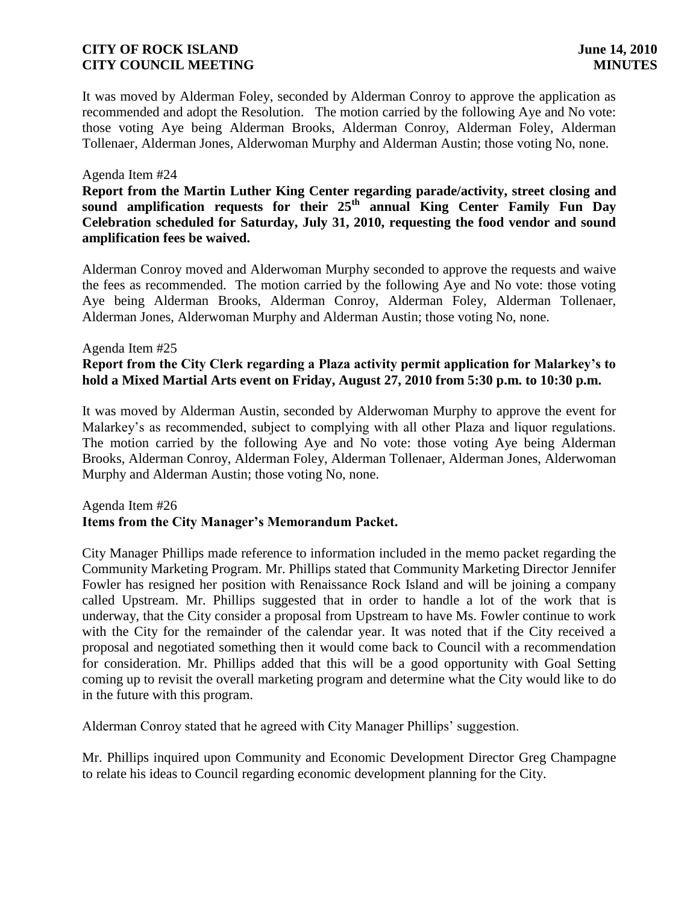It was moved by Alderman Foley, seconded by Alderman Conroy to approve the application as recommended and adopt the Resolution. The motion carried by the following Aye and No vote: those voting Aye being Alderman Brooks, Alderman Conroy, Alderman Foley, Alderman Tollenaer, Alderman Jones, Alderwoman Murphy and Alderman Austin; those voting No, none.

Agenda Item #24

**Report from the Martin Luther King Center regarding parade/activity, street closing and sound amplification requests for their 25th annual King Center Family Fun Day Celebration scheduled for Saturday, July 31, 2010, requesting the food vendor and sound amplification fees be waived.**

Alderman Conroy moved and Alderwoman Murphy seconded to approve the requests and waive the fees as recommended. The motion carried by the following Aye and No vote: those voting Aye being Alderman Brooks, Alderman Conroy, Alderman Foley, Alderman Tollenaer, Alderman Jones, Alderwoman Murphy and Alderman Austin; those voting No, none.

Agenda Item #25

**Report from the City Clerk regarding a Plaza activity permit application for Malarkey's to hold a Mixed Martial Arts event on Friday, August 27, 2010 from 5:30 p.m. to 10:30 p.m.**

It was moved by Alderman Austin, seconded by Alderwoman Murphy to approve the event for Malarkey's as recommended, subject to complying with all other Plaza and liquor regulations. The motion carried by the following Aye and No vote: those voting Aye being Alderman Brooks, Alderman Conroy, Alderman Foley, Alderman Tollenaer, Alderman Jones, Alderwoman Murphy and Alderman Austin; those voting No, none.

Agenda Item #26

**Items from the City Manager's Memorandum Packet.**

City Manager Phillips made reference to information included in the memo packet regarding the Community Marketing Program. Mr. Phillips stated that Community Marketing Director Jennifer Fowler has resigned her position with Renaissance Rock Island and will be joining a company called Upstream. Mr. Phillips suggested that in order to handle a lot of the work that is underway, that the City consider a proposal from Upstream to have Ms. Fowler continue to work with the City for the remainder of the calendar year. It was noted that if the City received a proposal and negotiated something then it would come back to Council with a recommendation for consideration. Mr. Phillips added that this will be a good opportunity with Goal Setting coming up to revisit the overall marketing program and determine what the City would like to do in the future with this program.

Alderman Conroy stated that he agreed with City Manager Phillips' suggestion.

Mr. Phillips inquired upon Community and Economic Development Director Greg Champagne to relate his ideas to Council regarding economic development planning for the City.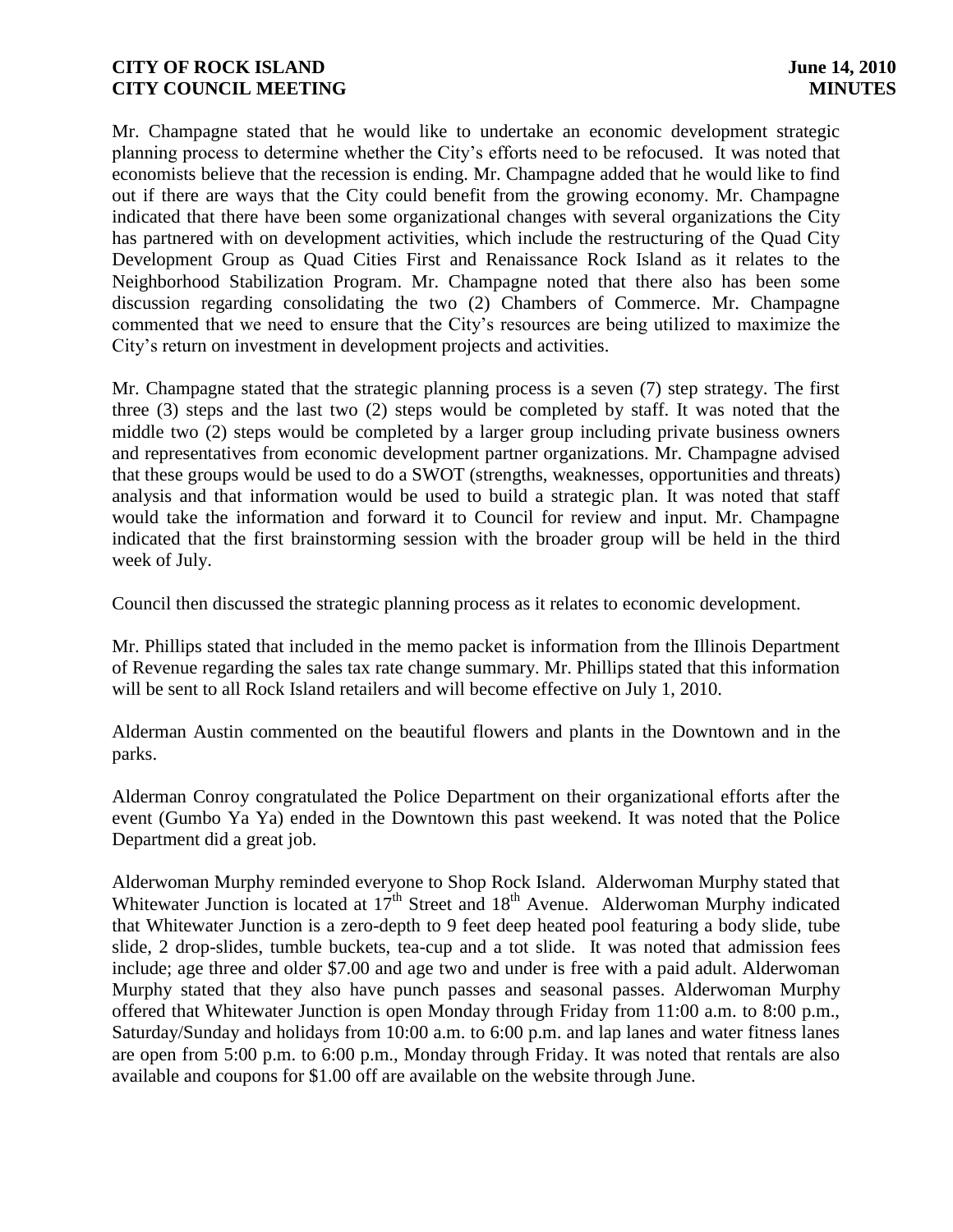Mr. Champagne stated that he would like to undertake an economic development strategic planning process to determine whether the City's efforts need to be refocused. It was noted that economists believe that the recession is ending. Mr. Champagne added that he would like to find out if there are ways that the City could benefit from the growing economy. Mr. Champagne indicated that there have been some organizational changes with several organizations the City has partnered with on development activities, which include the restructuring of the Quad City Development Group as Quad Cities First and Renaissance Rock Island as it relates to the Neighborhood Stabilization Program. Mr. Champagne noted that there also has been some discussion regarding consolidating the two (2) Chambers of Commerce. Mr. Champagne commented that we need to ensure that the City's resources are being utilized to maximize the City's return on investment in development projects and activities.

Mr. Champagne stated that the strategic planning process is a seven (7) step strategy. The first three (3) steps and the last two (2) steps would be completed by staff. It was noted that the middle two (2) steps would be completed by a larger group including private business owners and representatives from economic development partner organizations. Mr. Champagne advised that these groups would be used to do a SWOT (strengths, weaknesses, opportunities and threats) analysis and that information would be used to build a strategic plan. It was noted that staff would take the information and forward it to Council for review and input. Mr. Champagne indicated that the first brainstorming session with the broader group will be held in the third week of July.

Council then discussed the strategic planning process as it relates to economic development.

Mr. Phillips stated that included in the memo packet is information from the Illinois Department of Revenue regarding the sales tax rate change summary. Mr. Phillips stated that this information will be sent to all Rock Island retailers and will become effective on July 1, 2010.

Alderman Austin commented on the beautiful flowers and plants in the Downtown and in the parks.

Alderman Conroy congratulated the Police Department on their organizational efforts after the event (Gumbo Ya Ya) ended in the Downtown this past weekend. It was noted that the Police Department did a great job.

Alderwoman Murphy reminded everyone to Shop Rock Island. Alderwoman Murphy stated that Whitewater Junction is located at 17th Street and 18th Avenue. Alderwoman Murphy indicated that Whitewater Junction is a zero-depth to 9 feet deep heated pool featuring a body slide, tube slide, 2 drop-slides, tumble buckets, tea-cup and a tot slide. It was noted that admission fees include; age three and older $7.00 and age two and under is free with a paid adult. Alderwoman Murphy stated that they also have punch passes and seasonal passes. Alderwoman Murphy offered that Whitewater Junction is open Monday through Friday from 11:00 a.m. to 8:00 p.m., Saturday/Sunday and holidays from 10:00 a.m. to 6:00 p.m. and lap lanes and water fitness lanes are open from 5:00 p.m. to 6:00 p.m., Monday through Friday. It was noted that rentals are also available and coupons for $1.00 off are available on the website through June.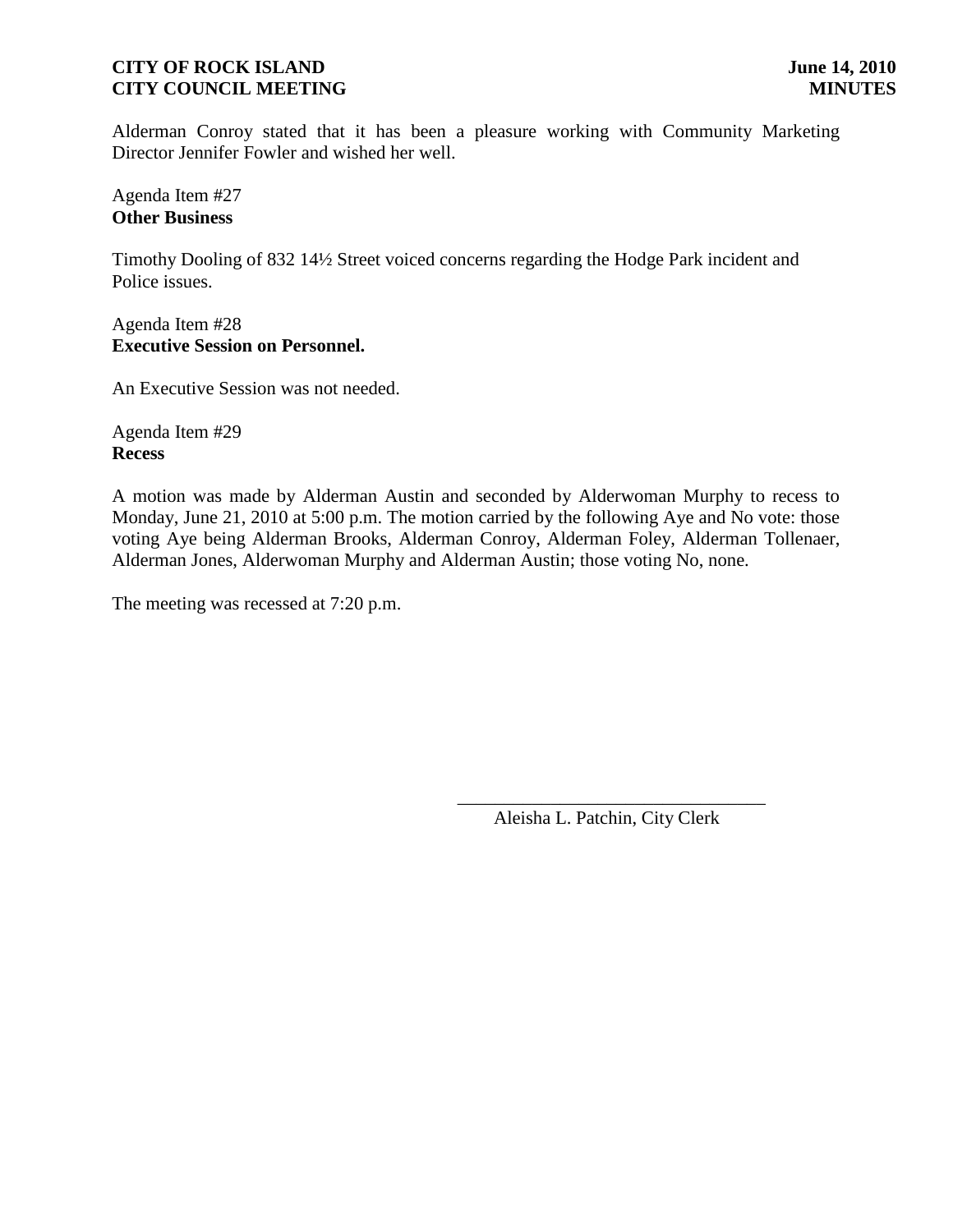Alderman Conroy stated that it has been a pleasure working with Community Marketing Director Jennifer Fowler and wished her well.

Agenda Item #27
**Other Business**

Timothy Dooling of 832 14½ Street voiced concerns regarding the Hodge Park incident and Police issues.

Agenda Item #28
**Executive Session on Personnel.**

An Executive Session was not needed.

Agenda Item #29
**Recess**

A motion was made by Alderman Austin and seconded by Alderwoman Murphy to recess to Monday, June 21, 2010 at 5:00 p.m. The motion carried by the following Aye and No vote: those voting Aye being Alderman Brooks, Alderman Conroy, Alderman Foley, Alderman Tollenaer, Alderman Jones, Alderwoman Murphy and Alderman Austin; those voting No, none.

The meeting was recessed at 7:20 p.m.

\_\_\_\_\_\_\_\_\_\_\_\_\_\_\_\_\_\_\_\_\_\_\_\_\_\_\_\_\_\_\_\_\_\_

Aleisha L. Patchin, City Clerk